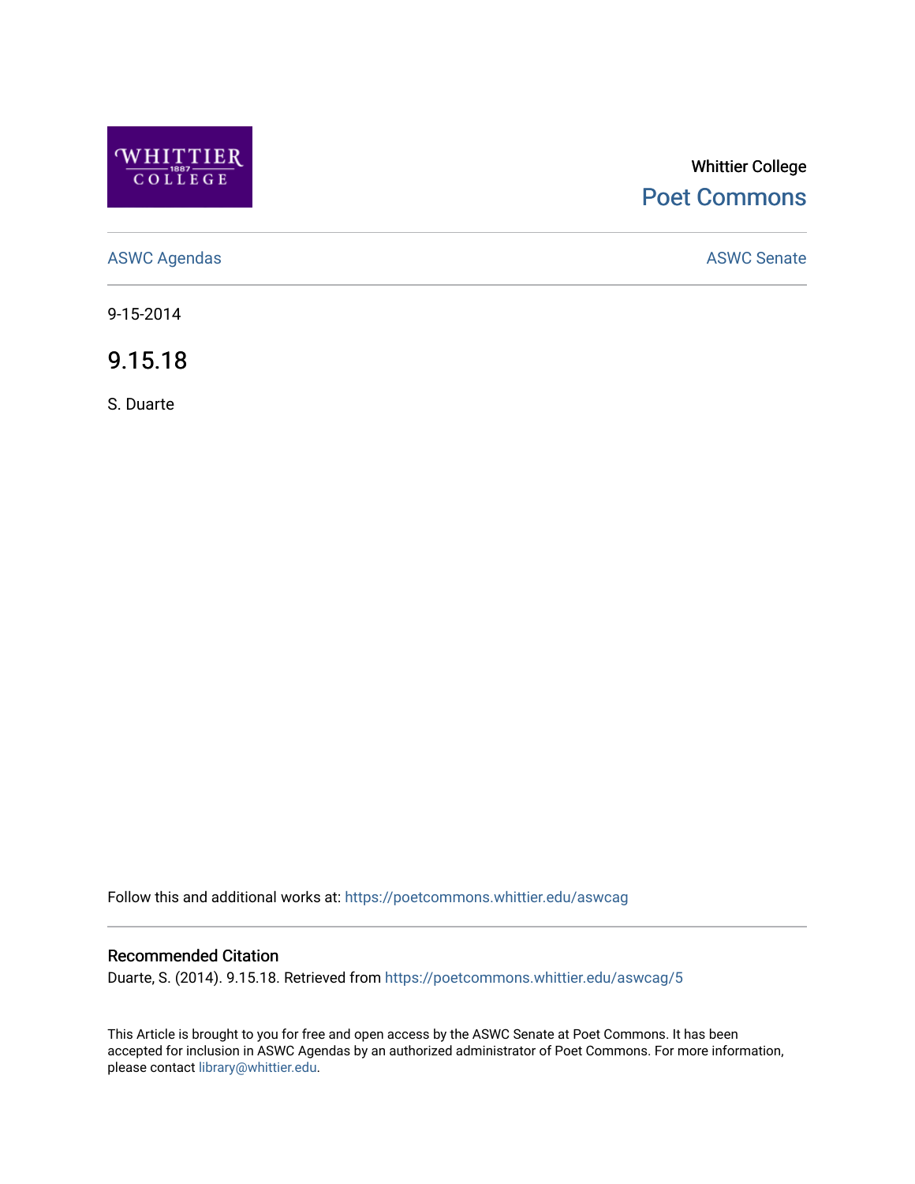Whittier College

Poet Commons

ASWC Agendas

ASWC Senate

9-15-2014

# 9.15.18

S. Duarte

Follow this and additional works at: https://poetcommons.whittier.edu/aswcag

## Recommended Citation

Duarte, S. (2014). 9.15.18. Retrieved from https://poetcommons.whittier.edu/aswcag/5

This Article is brought to you for free and open access by the ASWC Senate at Poet Commons. It has been accepted for inclusion in ASWC Agendas by an authorized administrator of Poet Commons. For more information, please contact library@whittier.edu.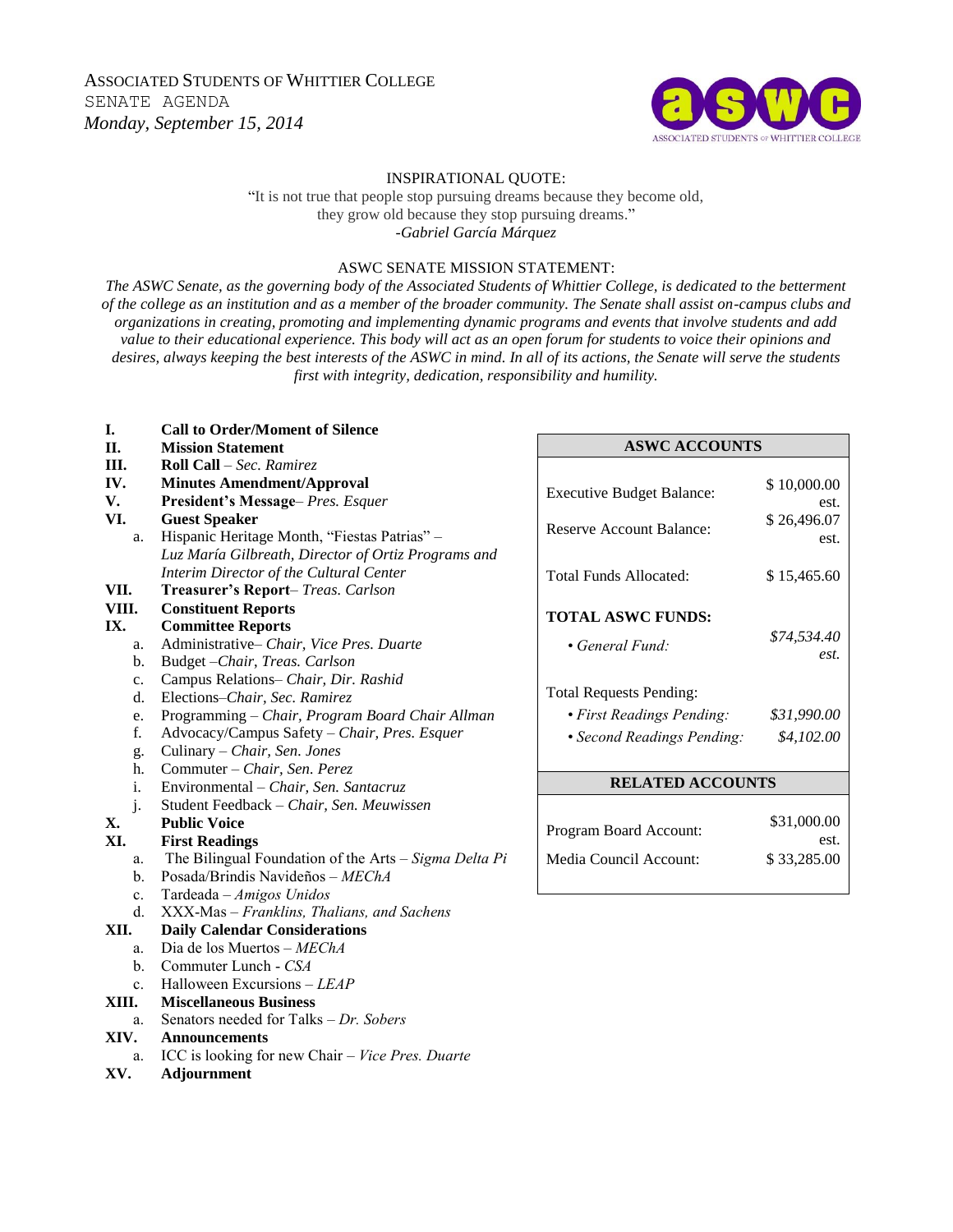ASSOCIATED STUDENTS OF WHITTIER COLLEGE
SENATE AGENDA
*Monday, September 15, 2014*

INSPIRATIONAL QUOTE:
"It is not true that people stop pursuing dreams because they become old,
they grow old because they stop pursuing dreams."
*-Gabriel García Márquez*

ASWC SENATE MISSION STATEMENT:
*The ASWC Senate, as the governing body of the Associated Students of Whittier College, is dedicated to the betterment of the college as an institution and as a member of the broader community. The Senate shall assist on-campus clubs and organizations in creating, promoting and implementing dynamic programs and events that involve students and add value to their educational experience. This body will act as an open forum for students to voice their opinions and desires, always keeping the best interests of the ASWC in mind. In all of its actions, the Senate will serve the students first with integrity, dedication, responsibility and humility.*

- **I. Call to Order/Moment of Silence**
- **II. Mission Statement**
- **III. Roll Call** – *Sec. Ramirez*
- **IV. Minutes Amendment/Approval**
- **V. President's Message**– *Pres. Esquer*
- **VI. Guest Speaker**
  - a. Hispanic Heritage Month, "Fiestas Patrias" – *Luz María Gilbreath, Director of Ortiz Programs and Interim Director of the Cultural Center*
- **VII. Treasurer's Report**– *Treas. Carlson*
- **VIII. Constituent Reports**
- **IX. Committee Reports**
  - a. Administrative– *Chair, Vice Pres. Duarte*
  - b. Budget –*Chair, Treas. Carlson*
  - c. Campus Relations– *Chair, Dir. Rashid*
  - d. Elections–*Chair, Sec. Ramirez*
  - e. Programming – *Chair, Program Board Chair Allman*
  - f. Advocacy/Campus Safety – *Chair, Pres. Esquer*
  - g. Culinary – *Chair, Sen. Jones*
  - h. Commuter – *Chair, Sen. Perez*
  - i. Environmental – *Chair, Sen. Santacruz*
  - j. Student Feedback – *Chair, Sen. Meuwissen*
- **X. Public Voice**
- **XI. First Readings**
  - a. The Bilingual Foundation of the Arts – *Sigma Delta Pi*
  - b. Posada/Brindis Navideños – *MEChA*
  - c. Tardeada – *Amigos Unidos*
  - d. XXX-Mas – *Franklins, Thalians, and Sachens*
- **XII. Daily Calendar Considerations**
  - a. Dia de los Muertos – *MEChA*
  - b. Commuter Lunch - *CSA*
  - c. Halloween Excursions – *LEAP*
- **XIII. Miscellaneous Business**
  - a. Senators needed for Talks – *Dr. Sobers*
- **XIV. Announcements**
  - a. ICC is looking for new Chair – *Vice Pres. Duarte*
- **XV. Adjournment**

| ASWC ACCOUNTS | |
|---|---|
| Executive Budget Balance: | $ 10,000.00 est. |
| Reserve Account Balance: | $ 26,496.07 est. |
| Total Funds Allocated: | $ 15,465.60 |
| **TOTAL ASWC FUNDS:** | |
| • *General Fund:* | *$74,534.40 est.* |
| Total Requests Pending: | |
| • *First Readings Pending:* | *$31,990.00* |
| • *Second Readings Pending:* | *$4,102.00* |

| RELATED ACCOUNTS | |
|---|---|
| Program Board Account: | $31,000.00 est. |
| Media Council Account: | $ 33,285.00 |